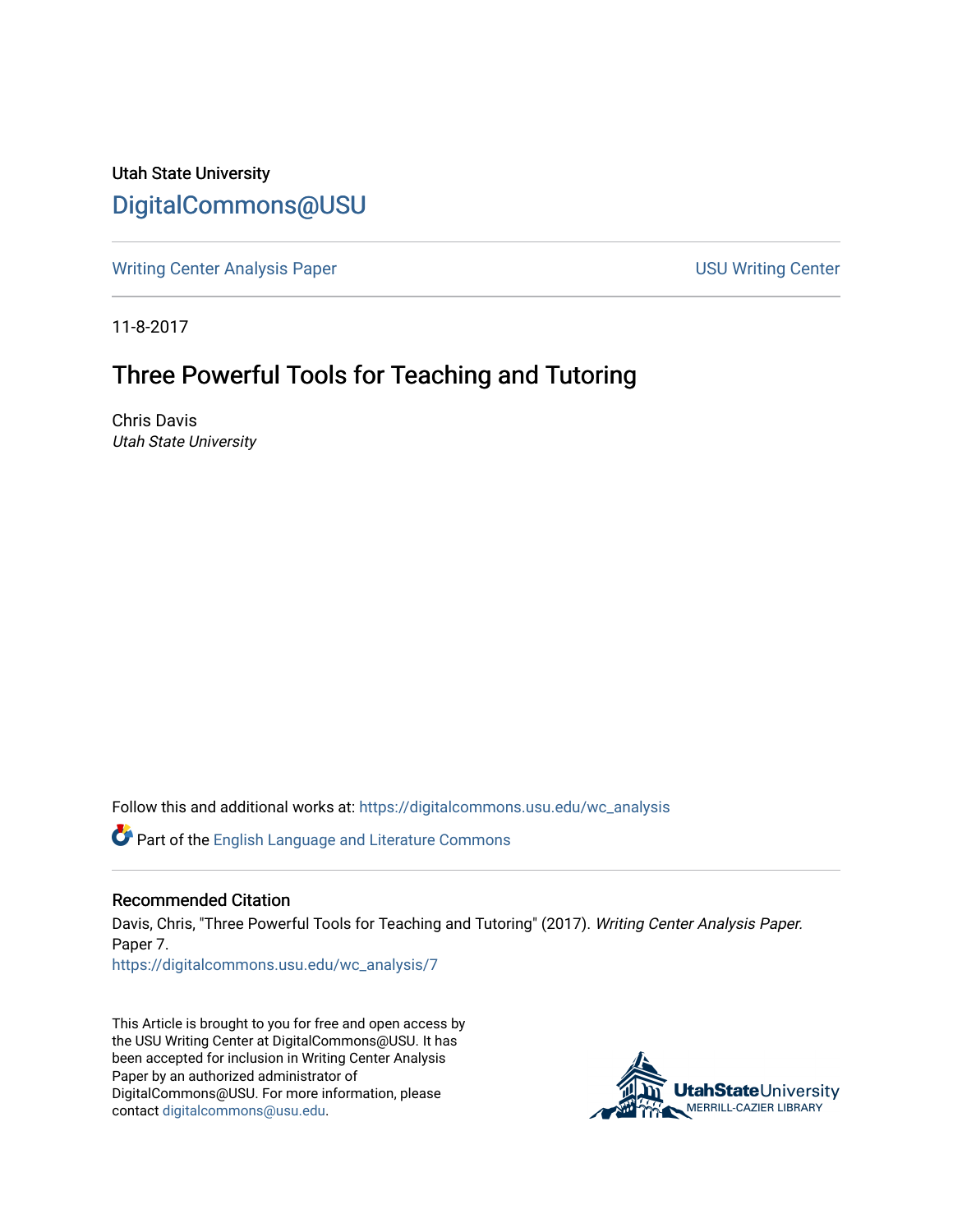Utah State University

DigitalCommons@USU

Writing Center Analysis Paper | USU Writing Center

11-8-2017

# Three Powerful Tools for Teaching and Tutoring

Chris Davis
*Utah State University*

Follow this and additional works at: https://digitalcommons.usu.edu/wc_analysis

Part of the English Language and Literature Commons

## Recommended Citation

Davis, Chris, "Three Powerful Tools for Teaching and Tutoring" (2017). *Writing Center Analysis Paper.* Paper 7.
https://digitalcommons.usu.edu/wc_analysis/7

This Article is brought to you for free and open access by the USU Writing Center at DigitalCommons@USU. It has been accepted for inclusion in Writing Center Analysis Paper by an authorized administrator of DigitalCommons@USU. For more information, please contact digitalcommons@usu.edu.

UtahStateUniversity
MERRILL-CAZIER LIBRARY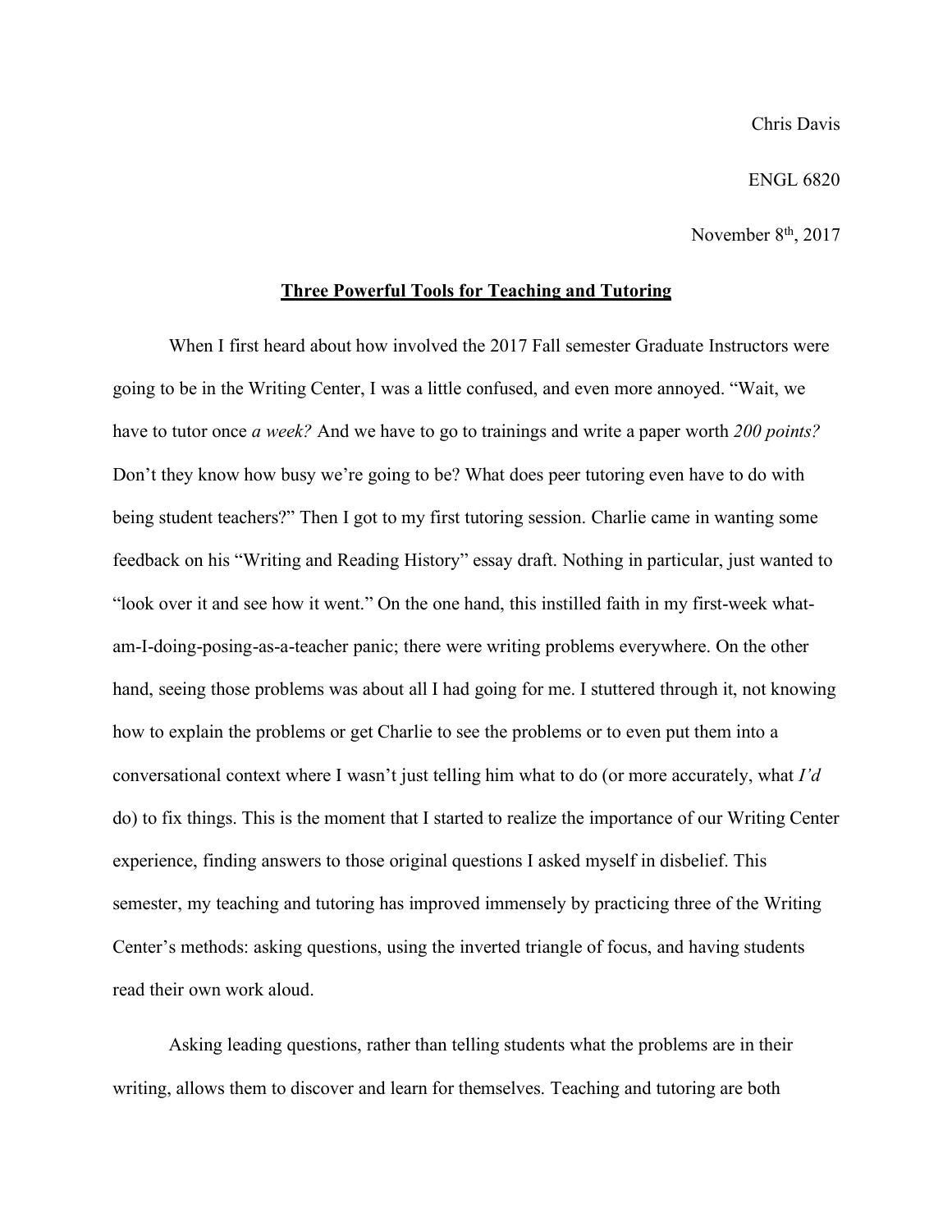Chris Davis

ENGL 6820

November 8th, 2017

**Three Powerful Tools for Teaching and Tutoring**

When I first heard about how involved the 2017 Fall semester Graduate Instructors were going to be in the Writing Center, I was a little confused, and even more annoyed. "Wait, we have to tutor once *a week?* And we have to go to trainings and write a paper worth *200 points?* Don't they know how busy we're going to be? What does peer tutoring even have to do with being student teachers?" Then I got to my first tutoring session. Charlie came in wanting some feedback on his "Writing and Reading History" essay draft. Nothing in particular, just wanted to "look over it and see how it went." On the one hand, this instilled faith in my first-week what-am-I-doing-posing-as-a-teacher panic; there were writing problems everywhere. On the other hand, seeing those problems was about all I had going for me. I stuttered through it, not knowing how to explain the problems or get Charlie to see the problems or to even put them into a conversational context where I wasn't just telling him what to do (or more accurately, what *I'd* do) to fix things. This is the moment that I started to realize the importance of our Writing Center experience, finding answers to those original questions I asked myself in disbelief. This semester, my teaching and tutoring has improved immensely by practicing three of the Writing Center's methods: asking questions, using the inverted triangle of focus, and having students read their own work aloud.

Asking leading questions, rather than telling students what the problems are in their writing, allows them to discover and learn for themselves. Teaching and tutoring are both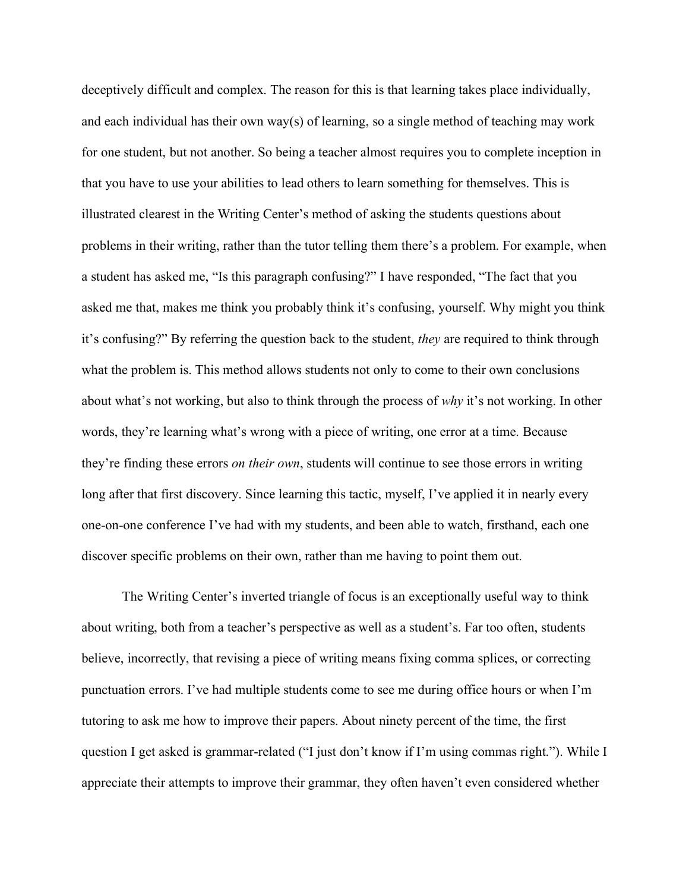deceptively difficult and complex. The reason for this is that learning takes place individually, and each individual has their own way(s) of learning, so a single method of teaching may work for one student, but not another. So being a teacher almost requires you to complete inception in that you have to use your abilities to lead others to learn something for themselves. This is illustrated clearest in the Writing Center's method of asking the students questions about problems in their writing, rather than the tutor telling them there's a problem. For example, when a student has asked me, "Is this paragraph confusing?" I have responded, "The fact that you asked me that, makes me think you probably think it's confusing, yourself. Why might you think it's confusing?" By referring the question back to the student, *they* are required to think through what the problem is. This method allows students not only to come to their own conclusions about what's not working, but also to think through the process of *why* it's not working. In other words, they're learning what's wrong with a piece of writing, one error at a time. Because they're finding these errors *on their own*, students will continue to see those errors in writing long after that first discovery. Since learning this tactic, myself, I've applied it in nearly every one-on-one conference I've had with my students, and been able to watch, firsthand, each one discover specific problems on their own, rather than me having to point them out.

The Writing Center's inverted triangle of focus is an exceptionally useful way to think about writing, both from a teacher's perspective as well as a student's. Far too often, students believe, incorrectly, that revising a piece of writing means fixing comma splices, or correcting punctuation errors. I've had multiple students come to see me during office hours or when I'm tutoring to ask me how to improve their papers. About ninety percent of the time, the first question I get asked is grammar-related ("I just don't know if I'm using commas right."). While I appreciate their attempts to improve their grammar, they often haven't even considered whether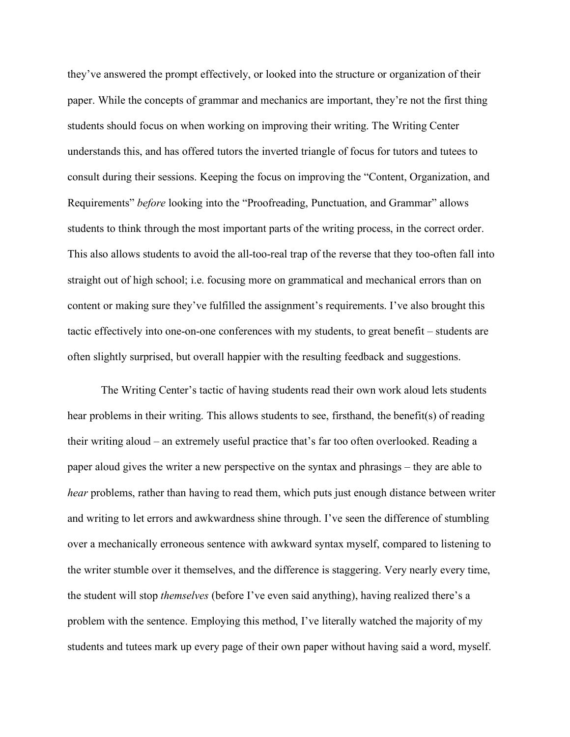they've answered the prompt effectively, or looked into the structure or organization of their paper. While the concepts of grammar and mechanics are important, they're not the first thing students should focus on when working on improving their writing. The Writing Center understands this, and has offered tutors the inverted triangle of focus for tutors and tutees to consult during their sessions. Keeping the focus on improving the "Content, Organization, and Requirements" *before* looking into the "Proofreading, Punctuation, and Grammar" allows students to think through the most important parts of the writing process, in the correct order. This also allows students to avoid the all-too-real trap of the reverse that they too-often fall into straight out of high school; i.e. focusing more on grammatical and mechanical errors than on content or making sure they've fulfilled the assignment's requirements. I've also brought this tactic effectively into one-on-one conferences with my students, to great benefit – students are often slightly surprised, but overall happier with the resulting feedback and suggestions.

The Writing Center's tactic of having students read their own work aloud lets students hear problems in their writing. This allows students to see, firsthand, the benefit(s) of reading their writing aloud – an extremely useful practice that's far too often overlooked. Reading a paper aloud gives the writer a new perspective on the syntax and phrasings – they are able to *hear* problems, rather than having to read them, which puts just enough distance between writer and writing to let errors and awkwardness shine through. I've seen the difference of stumbling over a mechanically erroneous sentence with awkward syntax myself, compared to listening to the writer stumble over it themselves, and the difference is staggering. Very nearly every time, the student will stop *themselves* (before I've even said anything), having realized there's a problem with the sentence. Employing this method, I've literally watched the majority of my students and tutees mark up every page of their own paper without having said a word, myself.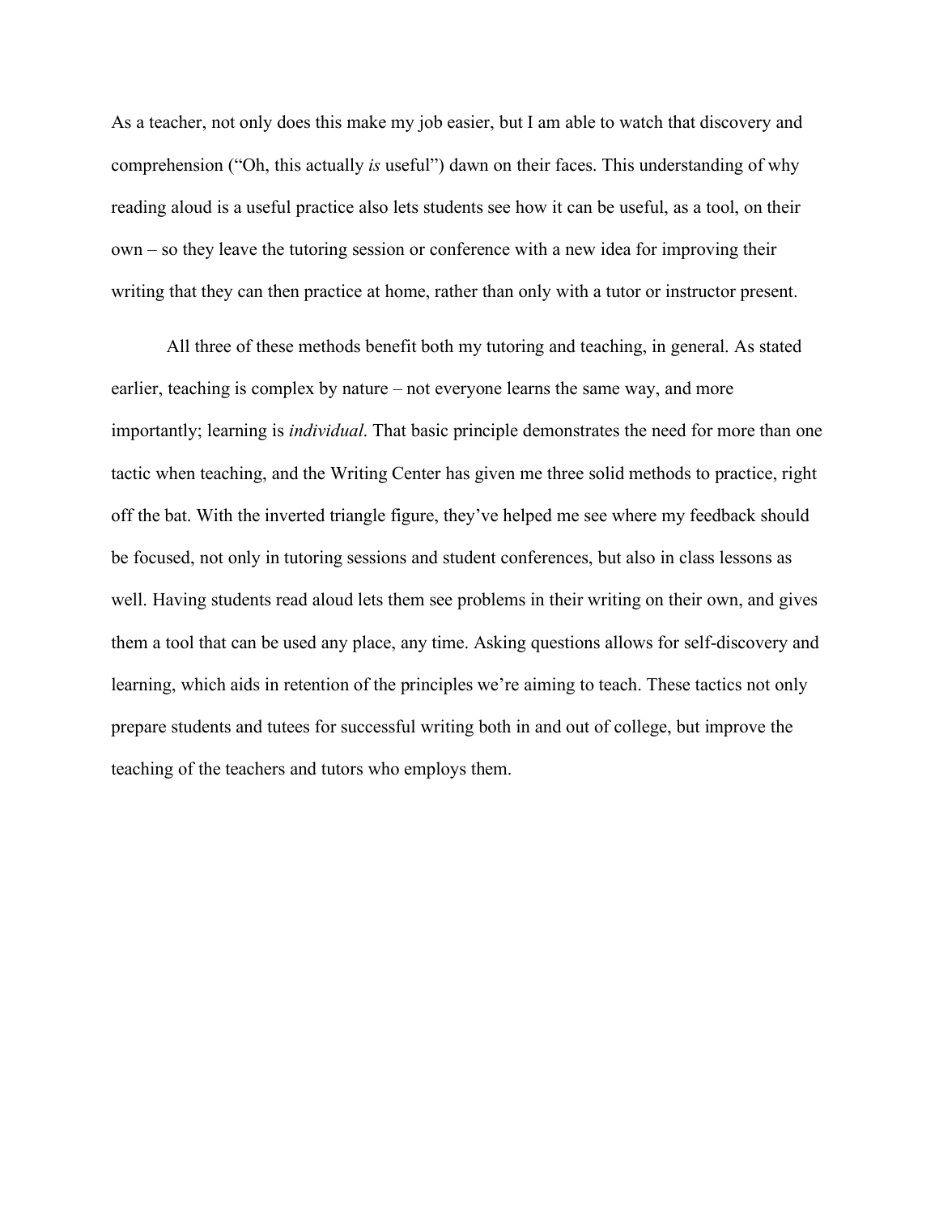As a teacher, not only does this make my job easier, but I am able to watch that discovery and comprehension ("Oh, this actually *is* useful") dawn on their faces. This understanding of why reading aloud is a useful practice also lets students see how it can be useful, as a tool, on their own – so they leave the tutoring session or conference with a new idea for improving their writing that they can then practice at home, rather than only with a tutor or instructor present.

All three of these methods benefit both my tutoring and teaching, in general. As stated earlier, teaching is complex by nature – not everyone learns the same way, and more importantly; learning is *individual*. That basic principle demonstrates the need for more than one tactic when teaching, and the Writing Center has given me three solid methods to practice, right off the bat. With the inverted triangle figure, they've helped me see where my feedback should be focused, not only in tutoring sessions and student conferences, but also in class lessons as well. Having students read aloud lets them see problems in their writing on their own, and gives them a tool that can be used any place, any time. Asking questions allows for self-discovery and learning, which aids in retention of the principles we're aiming to teach. These tactics not only prepare students and tutees for successful writing both in and out of college, but improve the teaching of the teachers and tutors who employs them.